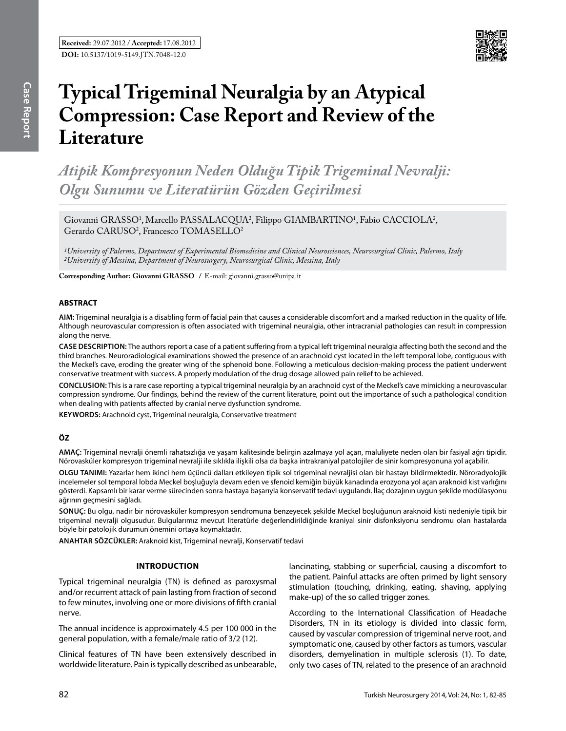**Received:** 29.07.2012 / **Accepted:** 17.08.2012

**DOI:** 10.5137/1019-5149.JTN.7048-12.0

# Typical Trigeminal Neuralgia by an Atypical Compression: Case Report and Review of the Literature

## *Atipik Kompresyonun Neden Olduğu Tipik Trigeminal Nevralji: Olgu Sunumu ve Literatürün Gözden Geçirilmesi*

Giovanni GRASSO[1], Marcello PASSALACQUA[2], Filippo GIAMBARTINO[1], Fabio CACCIOLA[2], Gerardo CARUSO[2], Francesco TOMASELLO[2]

*[1]University of Palermo, Department of Experimental Biomedicine and Clinical Neurosciences, Neurosurgical Clinic, Palermo, Italy*
*[2]University of Messina, Department of Neurosurgery, Neurosurgical Clinic, Messina, Italy*

**Corresponding Author: Giovanni GRASSO** / E-mail: giovanni.grasso@unipa.it

### ABSTRACT

**AIM:** Trigeminal neuralgia is a disabling form of facial pain that causes a considerable discomfort and a marked reduction in the quality of life. Although neurovascular compression is often associated with trigeminal neuralgia, other intracranial pathologies can result in compression along the nerve.

**CASE DESCRIPTION:** The authors report a case of a patient suffering from a typical left trigeminal neuralgia affecting both the second and the third branches. Neuroradiological examinations showed the presence of an arachnoid cyst located in the left temporal lobe, contiguous with the Meckel's cave, eroding the greater wing of the sphenoid bone. Following a meticulous decision-making process the patient underwent conservative treatment with success. A properly modulation of the drug dosage allowed pain relief to be achieved.

**CONCLUSION:** This is a rare case reporting a typical trigeminal neuralgia by an arachnoid cyst of the Meckel's cave mimicking a neurovascular compression syndrome. Our findings, behind the review of the current literature, point out the importance of such a pathological condition when dealing with patients affected by cranial nerve dysfunction syndrome.

**KEYWORDS:** Arachnoid cyst, Trigeminal neuralgia, Conservative treatment

### ÖZ

**AMAÇ:** Trigeminal nevralji önemli rahatsızlığa ve yaşam kalitesinde belirgin azalmaya yol açan, maluliyete neden olan bir fasiyal ağrı tipidir. Nörovasküler kompresyon trigeminal nevralji ile sıklıkla ilişkili olsa da başka intrakraniyal patolojiler de sinir kompresyonuna yol açabilir.

**OLGU TANIMI:** Yazarlar hem ikinci hem üçüncü dalları etkileyen tipik sol trigeminal nevraljisi olan bir hastayı bildirmektedir. Nöroradyolojik incelemeler sol temporal lobda Meckel boşluğuyla devam eden ve sfenoid kemiğin büyük kanadında erozyona yol açan araknoid kist varlığını gösterdi. Kapsamlı bir karar verme sürecinden sonra hastaya başarıyla konservatif tedavi uygulandı. İlaç dozajının uygun şekilde modülasyonu ağrının geçmesini sağladı.

**SONUÇ:** Bu olgu, nadir bir nörovasküler kompresyon sendromuna benzeyecek şekilde Meckel boşluğunun araknoid kisti nedeniyle tipik bir trigeminal nevralji olgusudur. Bulgularımız mevcut literatürle değerlendirildiğinde kraniyal sinir disfonksiyonu sendromu olan hastalarda böyle bir patolojik durumun önemini ortaya koymaktadır.

**ANAHTAR SÖZCÜKLER:** Araknoid kist, Trigeminal nevralji, Konservatif tedavi

### INTRODUCTION

Typical trigeminal neuralgia (TN) is defined as paroxysmal and/or recurrent attack of pain lasting from fraction of second to few minutes, involving one or more divisions of fifth cranial nerve.

The annual incidence is approximately 4.5 per 100 000 in the general population, with a female/male ratio of 3/2 (12).

Clinical features of TN have been extensively described in worldwide literature. Pain is typically described as unbearable, lancinating, stabbing or superficial, causing a discomfort to the patient. Painful attacks are often primed by light sensory stimulation (touching, drinking, eating, shaving, applying make-up) of the so called trigger zones.

According to the International Classification of Headache Disorders, TN in its etiology is divided into classic form, caused by vascular compression of trigeminal nerve root, and symptomatic one, caused by other factors as tumors, vascular disorders, demyelination in multiple sclerosis (1). To date, only two cases of TN, related to the presence of an arachnoid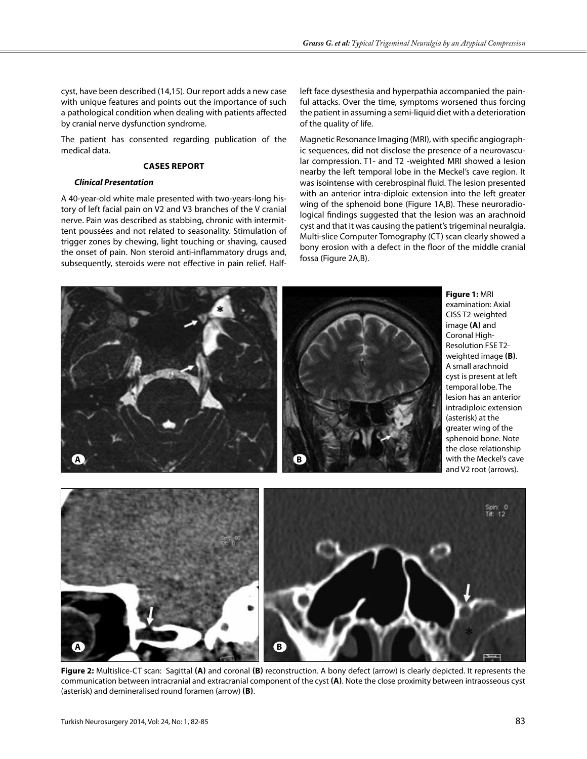cyst, have been described (14,15). Our report adds a new case with unique features and points out the importance of such a pathological condition when dealing with patients affected by cranial nerve dysfunction syndrome.

The patient has consented regarding publication of the medical data.

## CASES REPORT

### *Clinical Presentation*

A 40-year-old white male presented with two-years-long history of left facial pain on V2 and V3 branches of the V cranial nerve. Pain was described as stabbing, chronic with intermittent poussées and not related to seasonality. Stimulation of trigger zones by chewing, light touching or shaving, caused the onset of pain. Non steroid anti-inflammatory drugs and, subsequently, steroids were not effective in pain relief. Half-left face dysesthesia and hyperpathia accompanied the painful attacks. Over the time, symptoms worsened thus forcing the patient in assuming a semi-liquid diet with a deterioration of the quality of life.

Magnetic Resonance Imaging (MRI), with specific angiographic sequences, did not disclose the presence of a neurovascular compression. T1- and T2 -weighted MRI showed a lesion nearby the left temporal lobe in the Meckel's cave region. It was isointense with cerebrospinal fluid. The lesion presented with an anterior intra-diploic extension into the left greater wing of the sphenoid bone (Figure 1A,B). These neuroradiological findings suggested that the lesion was an arachnoid cyst and that it was causing the patient's trigeminal neuralgia. Multi-slice Computer Tomography (CT) scan clearly showed a bony erosion with a defect in the floor of the middle cranial fossa (Figure 2A,B).

**Figure 1:** MRI examination: Axial CISS T2-weighted image **(A)** and Coronal High-Resolution FSE T2-weighted image **(B)**. A small arachnoid cyst is present at left temporal lobe. The lesion has an anterior intradiploic extension (asterisk) at the greater wing of the sphenoid bone. Note the close relationship with the Meckel's cave and V2 root (arrows).

**Figure 2:** Multislice-CT scan: Sagittal **(A)** and coronal **(B)** reconstruction. A bony defect (arrow) is clearly depicted. It represents the communication between intracranial and extracranial component of the cyst **(A)**. Note the close proximity between intraosseous cyst (asterisk) and demineralised round foramen (arrow) **(B)**.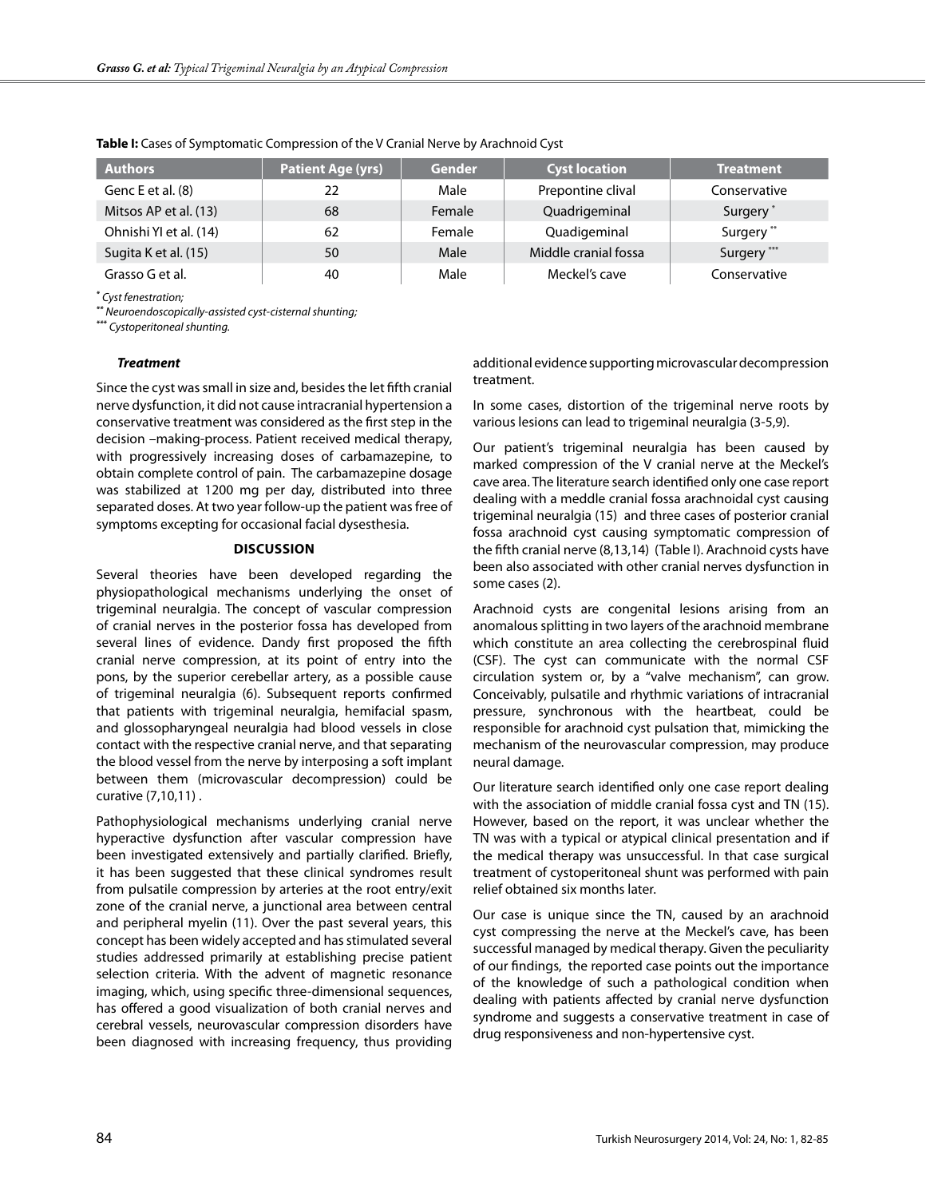**Table I:** Cases of Symptomatic Compression of the V Cranial Nerve by Arachnoid Cyst

| Authors | Patient Age (yrs) | Gender | Cyst location | Treatment |
|---|---|---|---|---|
| Genc E et al. (8) | 22 | Male | Prepontine clival | Conservative |
| Mitsos AP et al. (13) | 68 | Female | Quadrigeminal | Surgery * |
| Ohnishi YI et al. (14) | 62 | Female | Quadigeminal | Surgery ** |
| Sugita K et al. (15) | 50 | Male | Middle cranial fossa | Surgery *** |
| Grasso G et al. | 40 | Male | Meckel's cave | Conservative |

*\* Cyst fenestration;*
*\*\* Neuroendoscopically-assisted cyst-cisternal shunting;*
*\*\*\* Cystoperitoneal shunting.*

#### *Treatment*

Since the cyst was small in size and, besides the let fifth cranial nerve dysfunction, it did not cause intracranial hypertension a conservative treatment was considered as the first step in the decision –making-process. Patient received medical therapy, with progressively increasing doses of carbamazepine, to obtain complete control of pain. The carbamazepine dosage was stabilized at 1200 mg per day, distributed into three separated doses. At two year follow-up the patient was free of symptoms excepting for occasional facial dysesthesia.

## DISCUSSION

Several theories have been developed regarding the physiopathological mechanisms underlying the onset of trigeminal neuralgia. The concept of vascular compression of cranial nerves in the posterior fossa has developed from several lines of evidence. Dandy first proposed the fifth cranial nerve compression, at its point of entry into the pons, by the superior cerebellar artery, as a possible cause of trigeminal neuralgia (6). Subsequent reports confirmed that patients with trigeminal neuralgia, hemifacial spasm, and glossopharyngeal neuralgia had blood vessels in close contact with the respective cranial nerve, and that separating the blood vessel from the nerve by interposing a soft implant between them (microvascular decompression) could be curative (7,10,11) .

Pathophysiological mechanisms underlying cranial nerve hyperactive dysfunction after vascular compression have been investigated extensively and partially clarified. Briefly, it has been suggested that these clinical syndromes result from pulsatile compression by arteries at the root entry/exit zone of the cranial nerve, a junctional area between central and peripheral myelin (11). Over the past several years, this concept has been widely accepted and has stimulated several studies addressed primarily at establishing precise patient selection criteria. With the advent of magnetic resonance imaging, which, using specific three-dimensional sequences, has offered a good visualization of both cranial nerves and cerebral vessels, neurovascular compression disorders have been diagnosed with increasing frequency, thus providing additional evidence supporting microvascular decompression treatment.

In some cases, distortion of the trigeminal nerve roots by various lesions can lead to trigeminal neuralgia (3-5,9).

Our patient's trigeminal neuralgia has been caused by marked compression of the V cranial nerve at the Meckel's cave area. The literature search identified only one case report dealing with a meddle cranial fossa arachnoidal cyst causing trigeminal neuralgia (15) and three cases of posterior cranial fossa arachnoid cyst causing symptomatic compression of the fifth cranial nerve (8,13,14) (Table I). Arachnoid cysts have been also associated with other cranial nerves dysfunction in some cases (2).

Arachnoid cysts are congenital lesions arising from an anomalous splitting in two layers of the arachnoid membrane which constitute an area collecting the cerebrospinal fluid (CSF). The cyst can communicate with the normal CSF circulation system or, by a "valve mechanism", can grow. Conceivably, pulsatile and rhythmic variations of intracranial pressure, synchronous with the heartbeat, could be responsible for arachnoid cyst pulsation that, mimicking the mechanism of the neurovascular compression, may produce neural damage.

Our literature search identified only one case report dealing with the association of middle cranial fossa cyst and TN (15). However, based on the report, it was unclear whether the TN was with a typical or atypical clinical presentation and if the medical therapy was unsuccessful. In that case surgical treatment of cystoperitoneal shunt was performed with pain relief obtained six months later.

Our case is unique since the TN, caused by an arachnoid cyst compressing the nerve at the Meckel's cave, has been successful managed by medical therapy. Given the peculiarity of our findings, the reported case points out the importance of the knowledge of such a pathological condition when dealing with patients affected by cranial nerve dysfunction syndrome and suggests a conservative treatment in case of drug responsiveness and non-hypertensive cyst.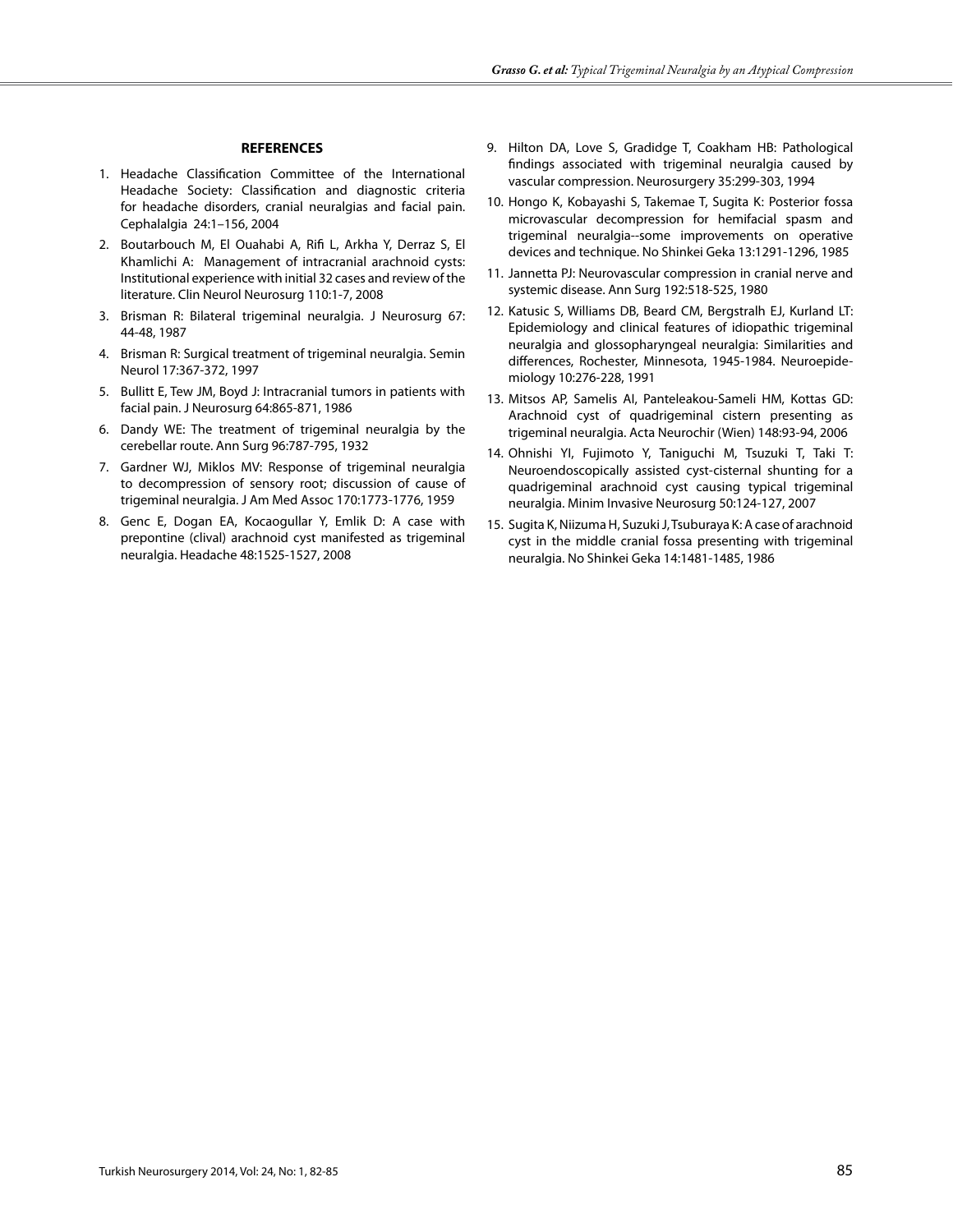## REFERENCES

1. Headache Classification Committee of the International Headache Society: Classification and diagnostic criteria for headache disorders, cranial neuralgias and facial pain. Cephalalgia 24:1–156, 2004
2. Boutarbouch M, El Ouahabi A, Rifi L, Arkha Y, Derraz S, El Khamlichi A: Management of intracranial arachnoid cysts: Institutional experience with initial 32 cases and review of the literature. Clin Neurol Neurosurg 110:1-7, 2008
3. Brisman R: Bilateral trigeminal neuralgia. J Neurosurg 67: 44-48, 1987
4. Brisman R: Surgical treatment of trigeminal neuralgia. Semin Neurol 17:367-372, 1997
5. Bullitt E, Tew JM, Boyd J: Intracranial tumors in patients with facial pain. J Neurosurg 64:865-871, 1986
6. Dandy WE: The treatment of trigeminal neuralgia by the cerebellar route. Ann Surg 96:787-795, 1932
7. Gardner WJ, Miklos MV: Response of trigeminal neuralgia to decompression of sensory root; discussion of cause of trigeminal neuralgia. J Am Med Assoc 170:1773-1776, 1959
8. Genc E, Dogan EA, Kocaogullar Y, Emlik D: A case with prepontine (clival) arachnoid cyst manifested as trigeminal neuralgia. Headache 48:1525-1527, 2008
9. Hilton DA, Love S, Gradidge T, Coakham HB: Pathological findings associated with trigeminal neuralgia caused by vascular compression. Neurosurgery 35:299-303, 1994
10. Hongo K, Kobayashi S, Takemae T, Sugita K: Posterior fossa microvascular decompression for hemifacial spasm and trigeminal neuralgia--some improvements on operative devices and technique. No Shinkei Geka 13:1291-1296, 1985
11. Jannetta PJ: Neurovascular compression in cranial nerve and systemic disease. Ann Surg 192:518-525, 1980
12. Katusic S, Williams DB, Beard CM, Bergstralh EJ, Kurland LT: Epidemiology and clinical features of idiopathic trigeminal neuralgia and glossopharyngeal neuralgia: Similarities and differences, Rochester, Minnesota, 1945-1984. Neuroepidemiology 10:276-228, 1991
13. Mitsos AP, Samelis AI, Panteleakou-Sameli HM, Kottas GD: Arachnoid cyst of quadrigeminal cistern presenting as trigeminal neuralgia. Acta Neurochir (Wien) 148:93-94, 2006
14. Ohnishi YI, Fujimoto Y, Taniguchi M, Tsuzuki T, Taki T: Neuroendoscopically assisted cyst-cisternal shunting for a quadrigeminal arachnoid cyst causing typical trigeminal neuralgia. Minim Invasive Neurosurg 50:124-127, 2007
15. Sugita K, Niizuma H, Suzuki J, Tsuburaya K: A case of arachnoid cyst in the middle cranial fossa presenting with trigeminal neuralgia. No Shinkei Geka 14:1481-1485, 1986